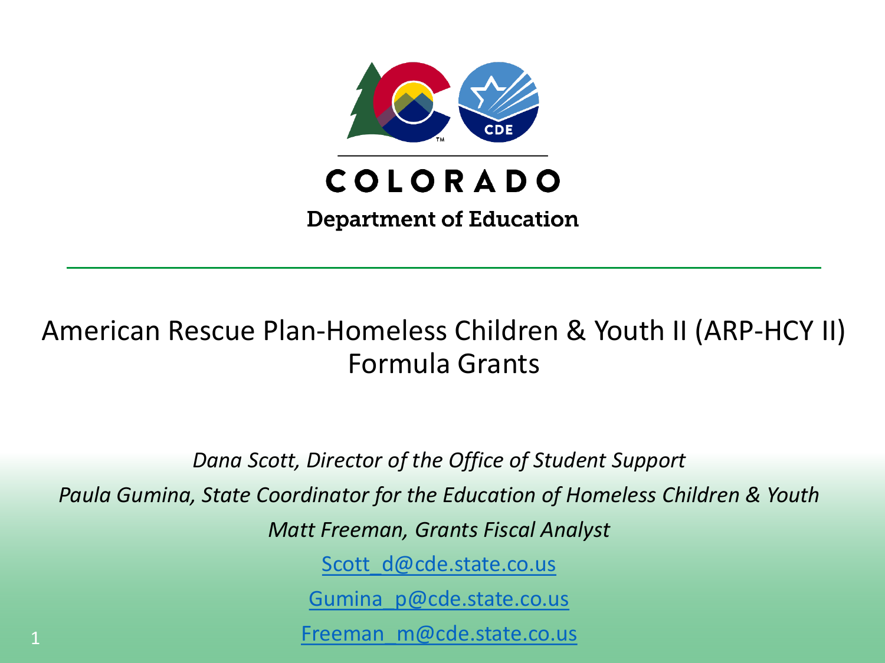COLORADO

Department of Education

# American Rescue Plan-Homeless Children & Youth II (ARP-HCY II) Formula Grants

*Dana Scott, Director of the Office of Student Support*

*Paula Gumina, State Coordinator for the Education of Homeless Children & Youth*

*Matt Freeman, Grants Fiscal Analyst*

Scott_d@cde.state.co.us

Gumina_p@cde.state.co.us

Freeman_m@cde.state.co.us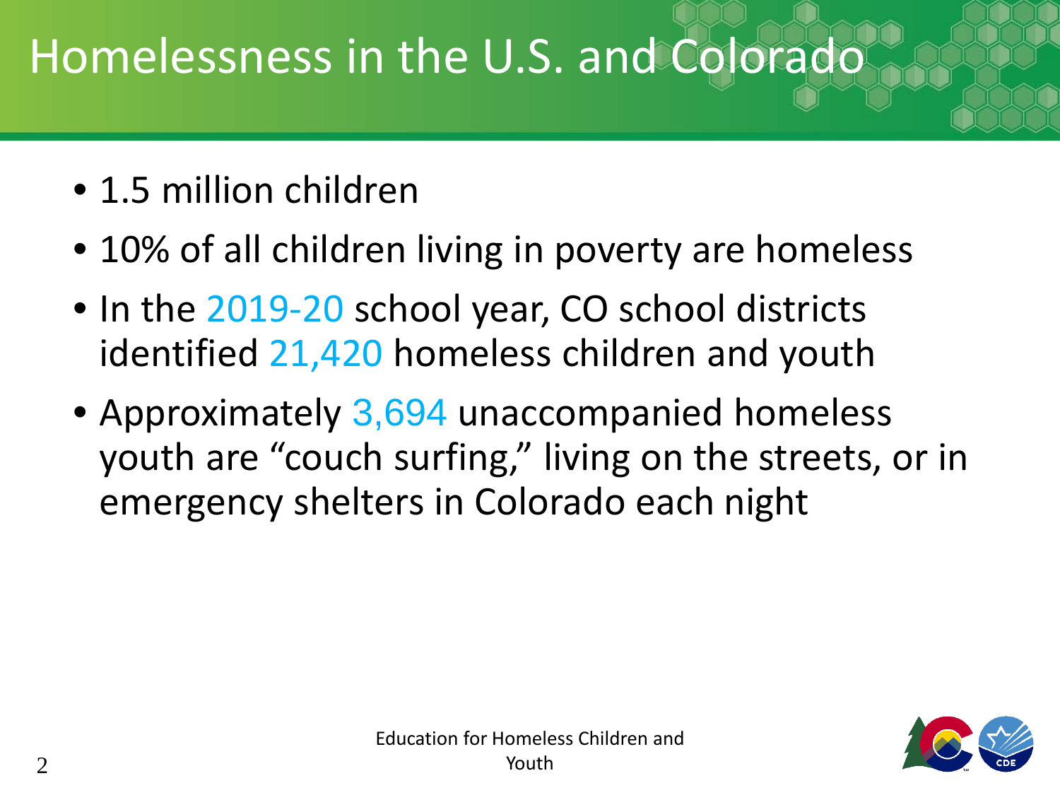# Homelessness in the U.S. and Colorado

- 1.5 million children
- 10% of all children living in poverty are homeless
- In the 2019-20 school year, CO school districts identified 21,420 homeless children and youth
- Approximately 3,694 unaccompanied homeless youth are "couch surfing," living on the streets, or in emergency shelters in Colorado each night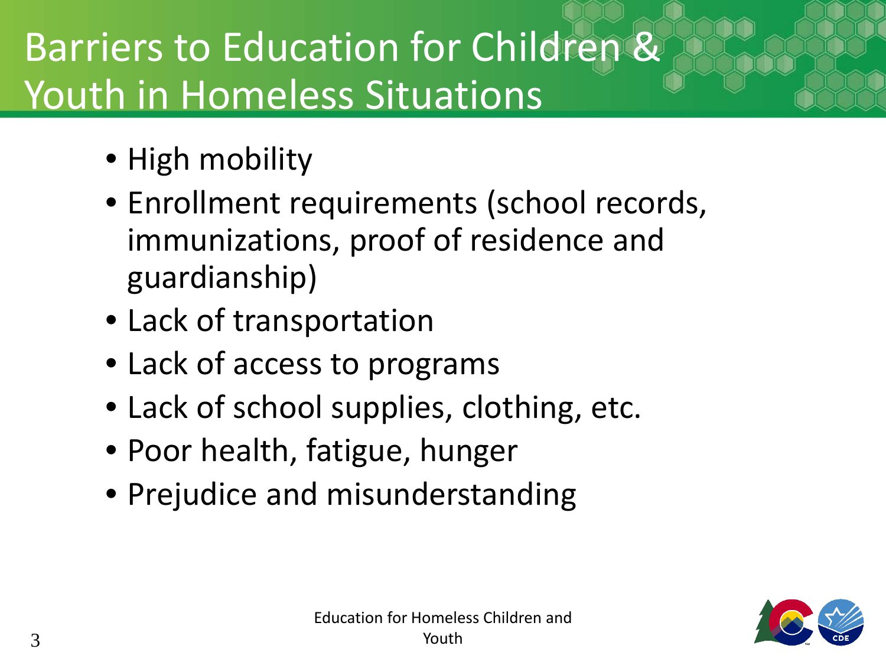# Barriers to Education for Children & Youth in Homeless Situations

- High mobility
- Enrollment requirements (school records, immunizations, proof of residence and guardianship)
- Lack of transportation
- Lack of access to programs
- Lack of school supplies, clothing, etc.
- Poor health, fatigue, hunger
- Prejudice and misunderstanding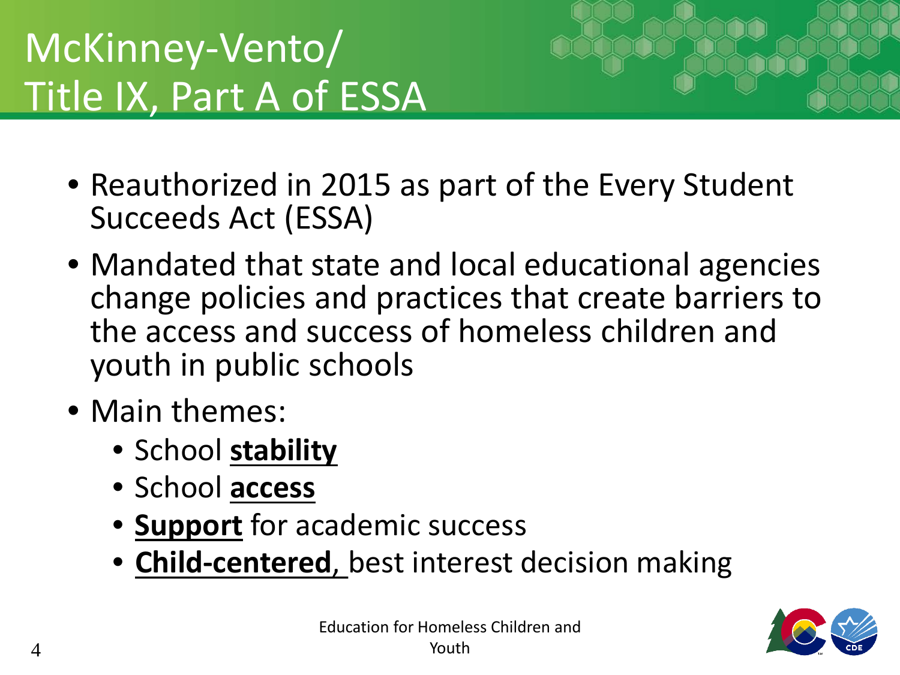# McKinney-Vento/ Title IX, Part A of ESSA

- Reauthorized in 2015 as part of the Every Student Succeeds Act (ESSA)
- Mandated that state and local educational agencies change policies and practices that create barriers to the access and success of homeless children and youth in public schools
- Main themes:
  - School **stability**
  - School **access**
  - **Support** for academic success
  - **Child-centered,** best interest decision making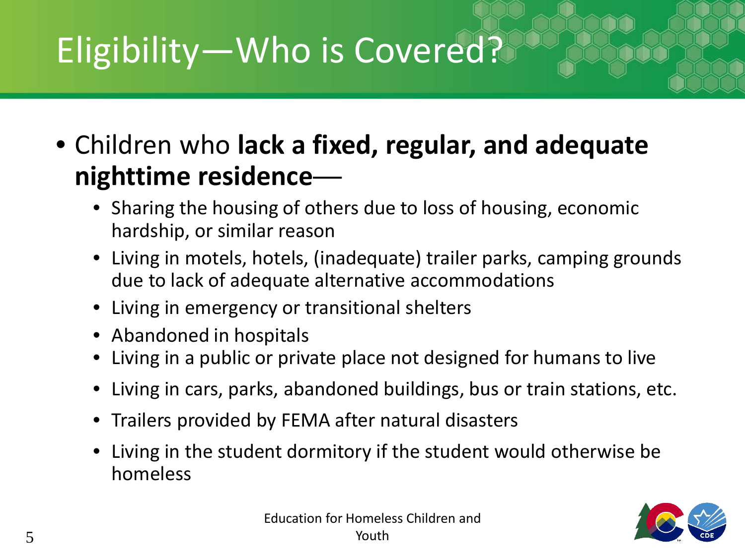# Eligibility—Who is Covered?

- Children who **lack a fixed, regular, and adequate nighttime residence**—
  - Sharing the housing of others due to loss of housing, economic hardship, or similar reason
  - Living in motels, hotels, (inadequate) trailer parks, camping grounds due to lack of adequate alternative accommodations
  - Living in emergency or transitional shelters
  - Abandoned in hospitals
  - Living in a public or private place not designed for humans to live
  - Living in cars, parks, abandoned buildings, bus or train stations, etc.
  - Trailers provided by FEMA after natural disasters
  - Living in the student dormitory if the student would otherwise be homeless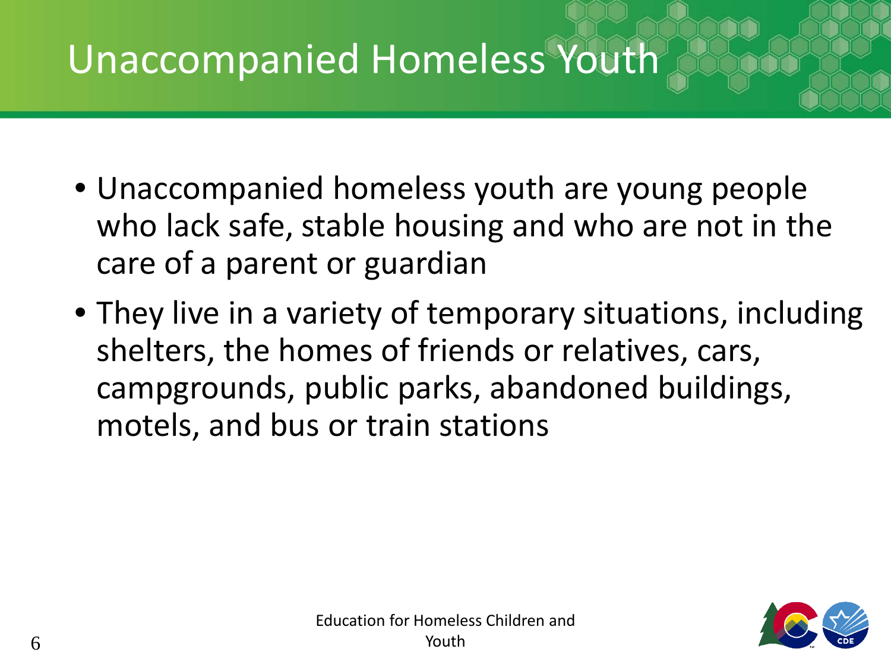# Unaccompanied Homeless Youth

- Unaccompanied homeless youth are young people who lack safe, stable housing and who are not in the care of a parent or guardian
- They live in a variety of temporary situations, including shelters, the homes of friends or relatives, cars, campgrounds, public parks, abandoned buildings, motels, and bus or train stations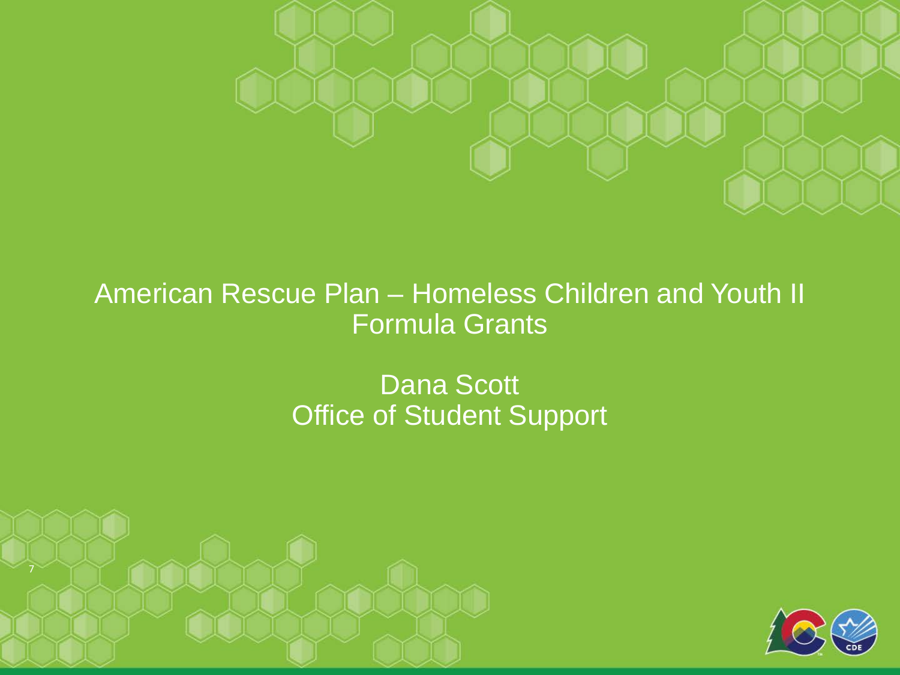# American Rescue Plan – Homeless Children and Youth II Formula Grants

Dana Scott
Office of Student Support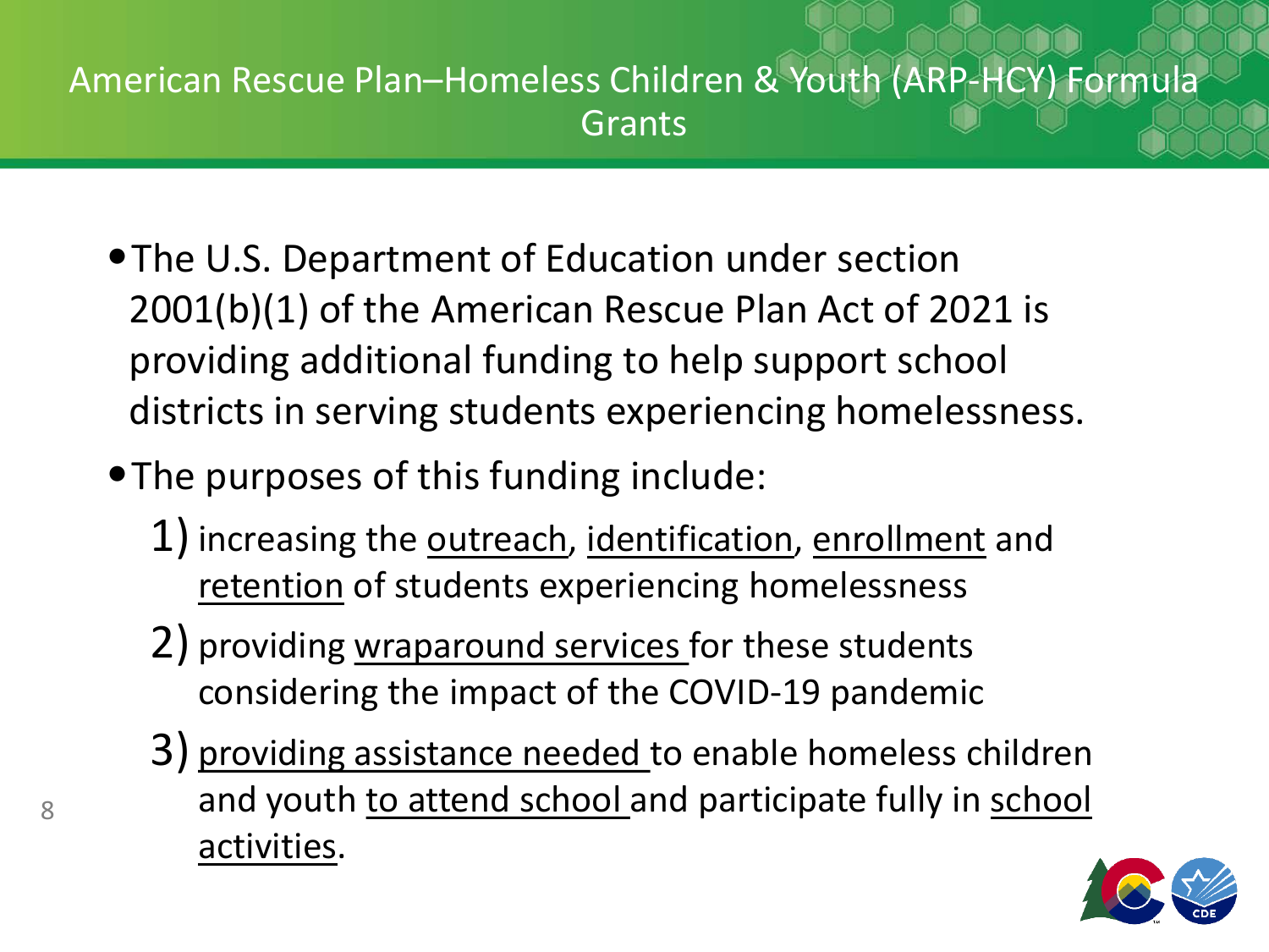# American Rescue Plan–Homeless Children & Youth (ARP-HCY) Formula Grants

- The U.S. Department of Education under section 2001(b)(1) of the American Rescue Plan Act of 2021 is providing additional funding to help support school districts in serving students experiencing homelessness.
- The purposes of this funding include:
  1) increasing the <u>outreach</u>, <u>identification</u>, <u>enrollment</u> and <u>retention</u> of students experiencing homelessness
  2) providing <u>wraparound services</u> for these students considering the impact of the COVID-19 pandemic
  3) <u>providing assistance needed</u> to enable homeless children and youth <u>to attend school</u> and participate fully in <u>school activities</u>.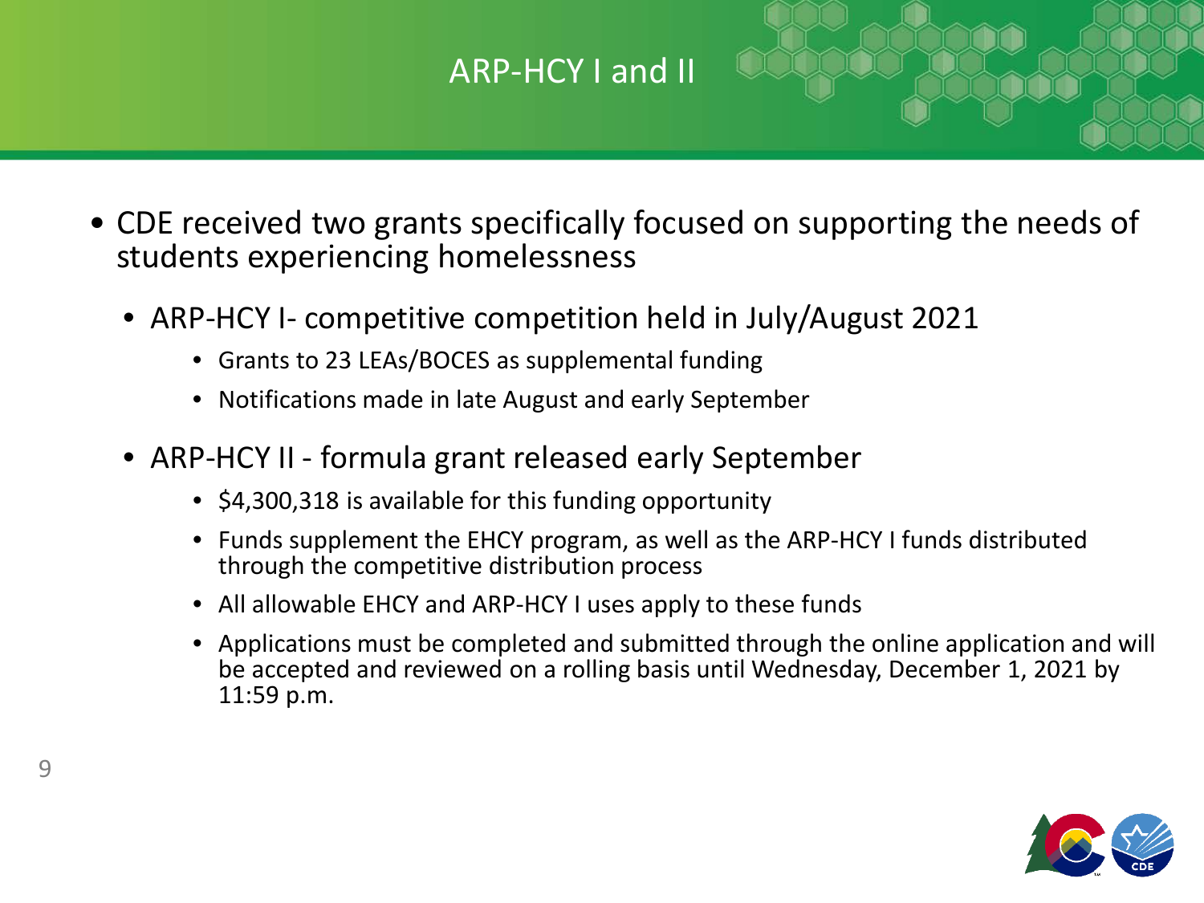# ARP-HCY I and II

- CDE received two grants specifically focused on supporting the needs of students experiencing homelessness
  - ARP-HCY I- competitive competition held in July/August 2021
    - Grants to 23 LEAs/BOCES as supplemental funding
    - Notifications made in late August and early September
  - ARP-HCY II - formula grant released early September
    - $4,300,318 is available for this funding opportunity
    - Funds supplement the EHCY program, as well as the ARP-HCY I funds distributed through the competitive distribution process
    - All allowable EHCY and ARP-HCY I uses apply to these funds
    - Applications must be completed and submitted through the online application and will be accepted and reviewed on a rolling basis until Wednesday, December 1, 2021 by 11:59 p.m.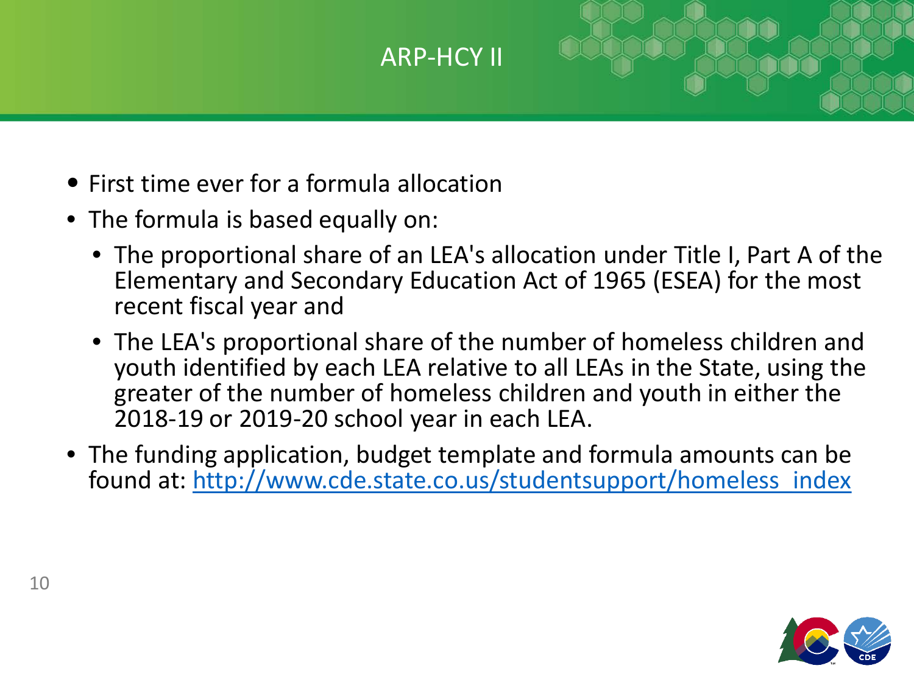# ARP-HCY II

- First time ever for a formula allocation
- The formula is based equally on:
  - The proportional share of an LEA's allocation under Title I, Part A of the Elementary and Secondary Education Act of 1965 (ESEA) for the most recent fiscal year and
  - The LEA's proportional share of the number of homeless children and youth identified by each LEA relative to all LEAs in the State, using the greater of the number of homeless children and youth in either the 2018-19 or 2019-20 school year in each LEA.
- The funding application, budget template and formula amounts can be found at: [http://www.cde.state.co.us/studentsupport/homeless_index](http://www.cde.state.co.us/studentsupport/homeless_index)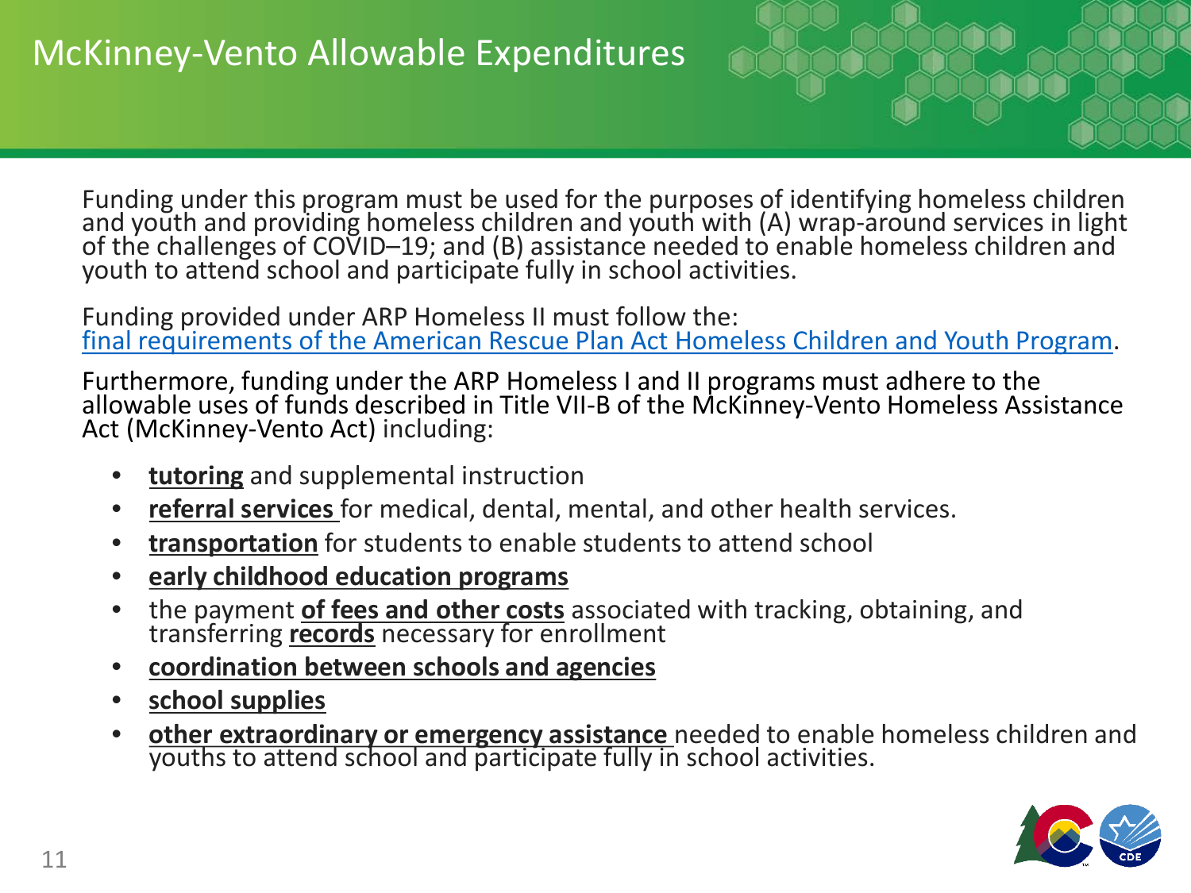# McKinney-Vento Allowable Expenditures

Funding under this program must be used for the purposes of identifying homeless children and youth and providing homeless children and youth with (A) wrap-around services in light of the challenges of COVID–19; and (B) assistance needed to enable homeless children and youth to attend school and participate fully in school activities.

Funding provided under ARP Homeless II must follow the: final requirements of the American Rescue Plan Act Homeless Children and Youth Program.

Furthermore, funding under the ARP Homeless I and II programs must adhere to the allowable uses of funds described in Title VII-B of the McKinney-Vento Homeless Assistance Act (McKinney-Vento Act) including:

- **tutoring** and supplemental instruction
- **referral services** for medical, dental, mental, and other health services.
- **transportation** for students to enable students to attend school
- **early childhood education programs**
- the payment **of fees and other costs** associated with tracking, obtaining, and transferring **records** necessary for enrollment
- **coordination between schools and agencies**
- **school supplies**
- **other extraordinary or emergency assistance** needed to enable homeless children and youths to attend school and participate fully in school activities.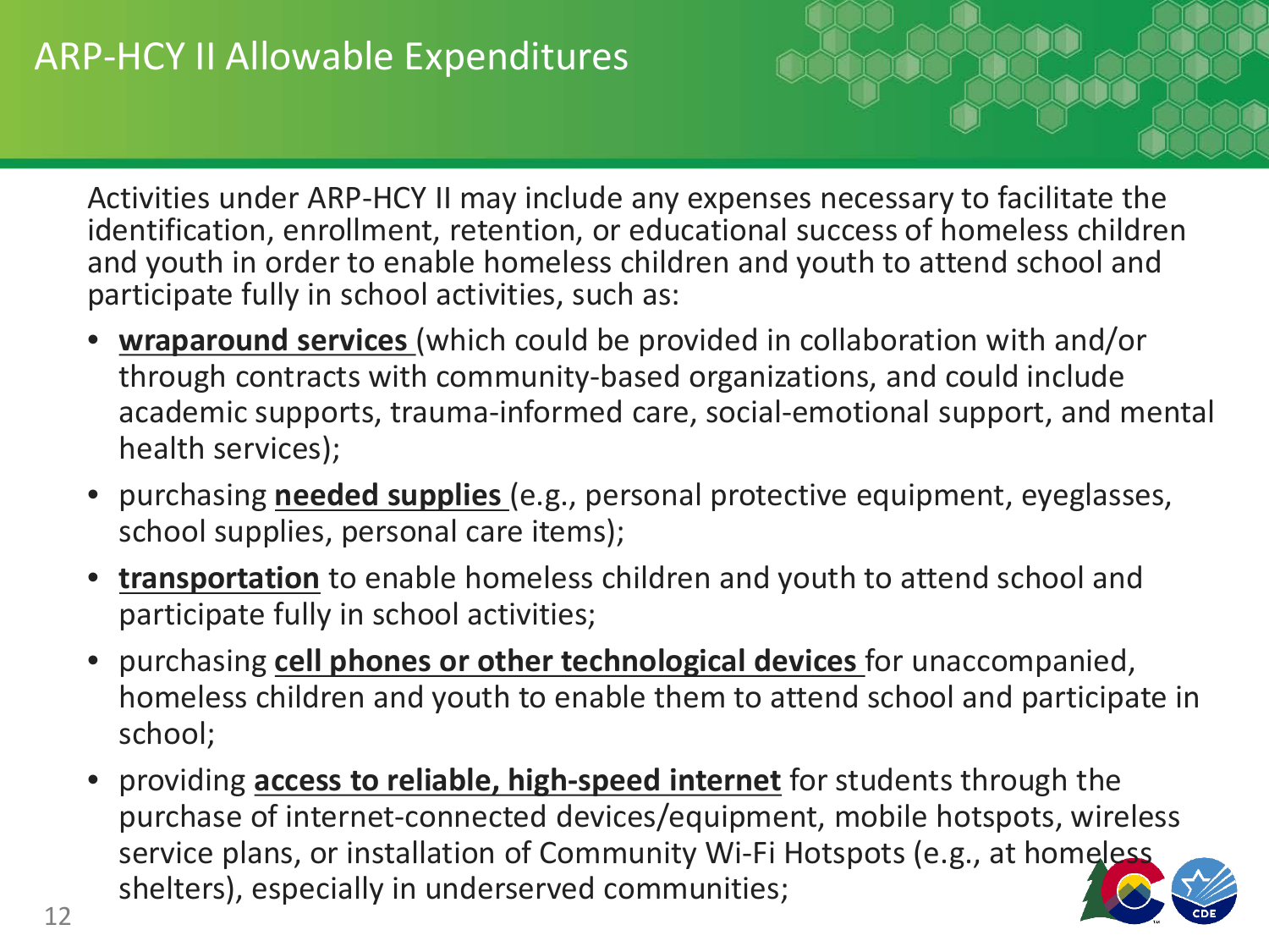# ARP-HCY II Allowable Expenditures

Activities under ARP-HCY II may include any expenses necessary to facilitate the identification, enrollment, retention, or educational success of homeless children and youth in order to enable homeless children and youth to attend school and participate fully in school activities, such as:

- **wraparound services** (which could be provided in collaboration with and/or through contracts with community-based organizations, and could include academic supports, trauma-informed care, social-emotional support, and mental health services);
- purchasing **needed supplies** (e.g., personal protective equipment, eyeglasses, school supplies, personal care items);
- **transportation** to enable homeless children and youth to attend school and participate fully in school activities;
- purchasing **cell phones or other technological devices** for unaccompanied, homeless children and youth to enable them to attend school and participate in school;
- providing **access to reliable, high-speed internet** for students through the purchase of internet-connected devices/equipment, mobile hotspots, wireless service plans, or installation of Community Wi-Fi Hotspots (e.g., at homeless shelters), especially in underserved communities;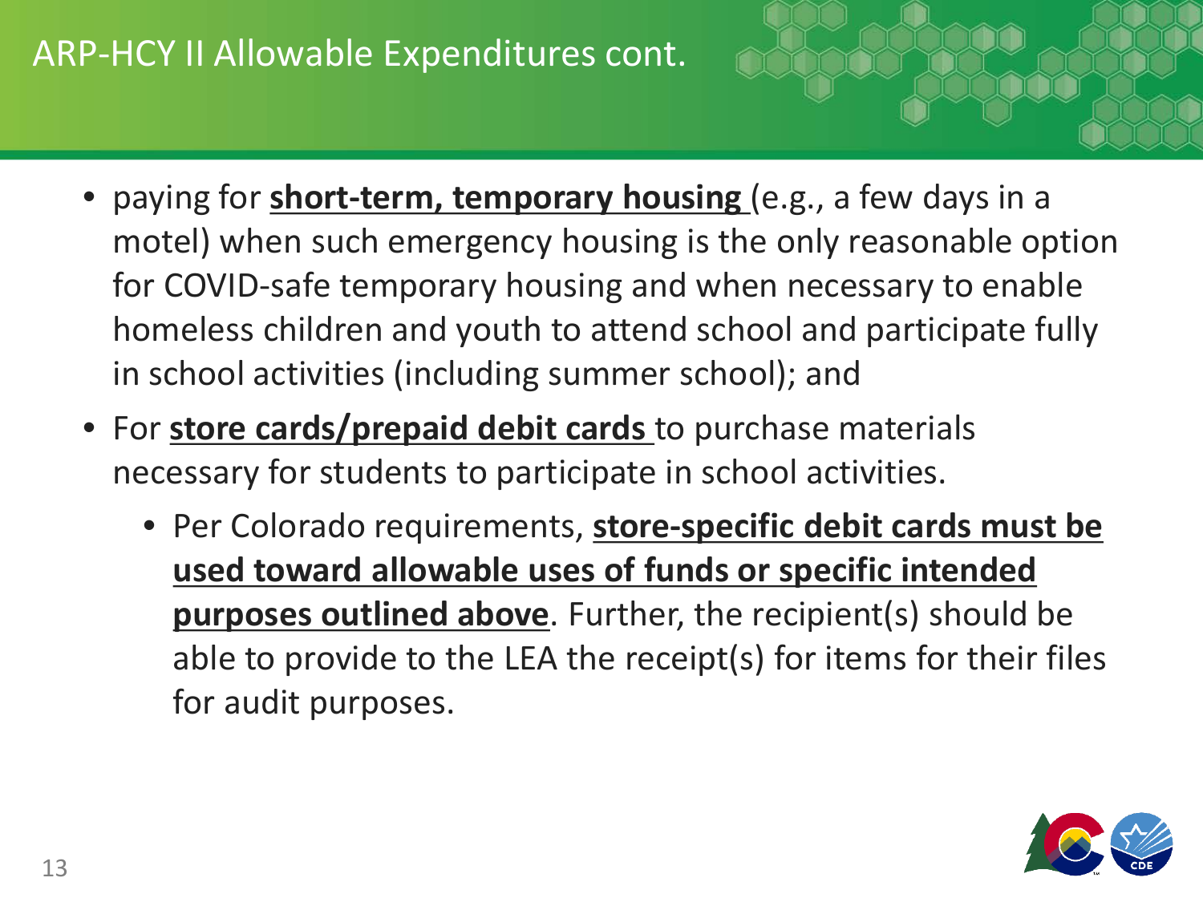# ARP-HCY II Allowable Expenditures cont.

- paying for **short-term, temporary housing** (e.g., a few days in a motel) when such emergency housing is the only reasonable option for COVID-safe temporary housing and when necessary to enable homeless children and youth to attend school and participate fully in school activities (including summer school); and
- For **store cards/prepaid debit cards** to purchase materials necessary for students to participate in school activities.
  - Per Colorado requirements, **store-specific debit cards must be used toward allowable uses of funds or specific intended purposes outlined above**. Further, the recipient(s) should be able to provide to the LEA the receipt(s) for items for their files for audit purposes.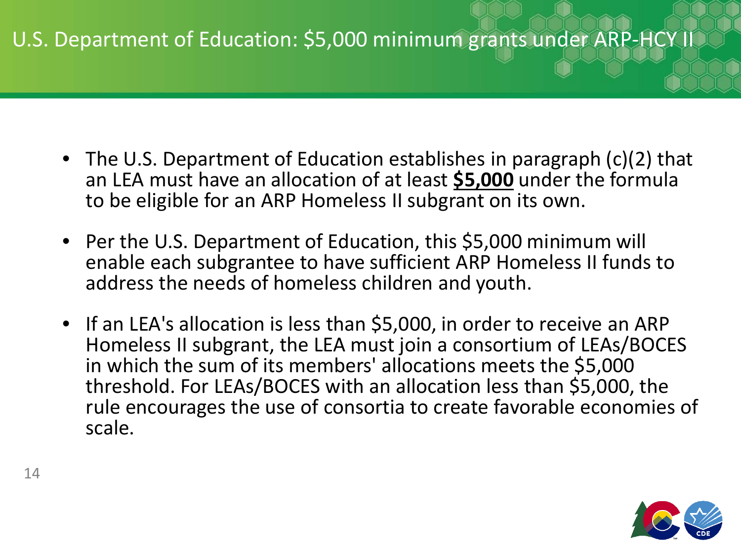# U.S. Department of Education: $5,000 minimum grants under ARP-HCY II

- The U.S. Department of Education establishes in paragraph (c)(2) that an LEA must have an allocation of at least **$5,000** under the formula to be eligible for an ARP Homeless II subgrant on its own.
- Per the U.S. Department of Education, this $5,000 minimum will enable each subgrantee to have sufficient ARP Homeless II funds to address the needs of homeless children and youth.
- If an LEA's allocation is less than $5,000, in order to receive an ARP Homeless II subgrant, the LEA must join a consortium of LEAs/BOCES in which the sum of its members' allocations meets the $5,000 threshold. For LEAs/BOCES with an allocation less than $5,000, the rule encourages the use of consortia to create favorable economies of scale.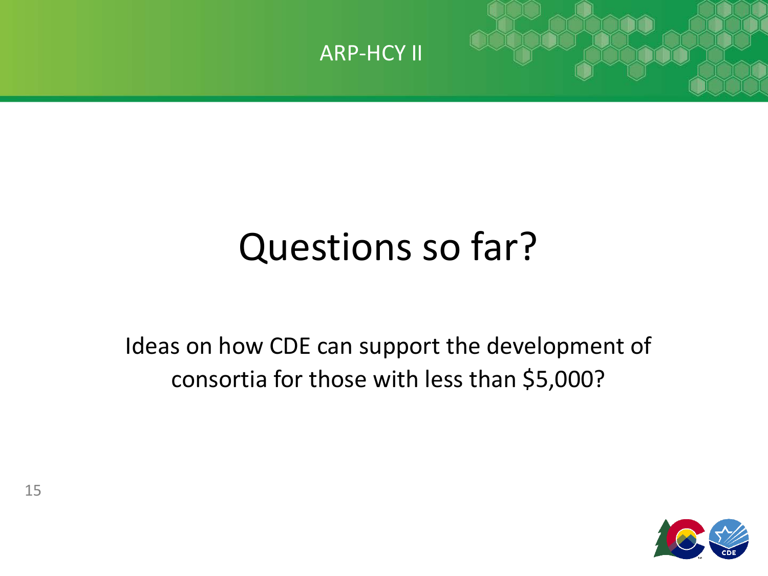# Questions so far?

Ideas on how CDE can support the development of consortia for those with less than $5,000?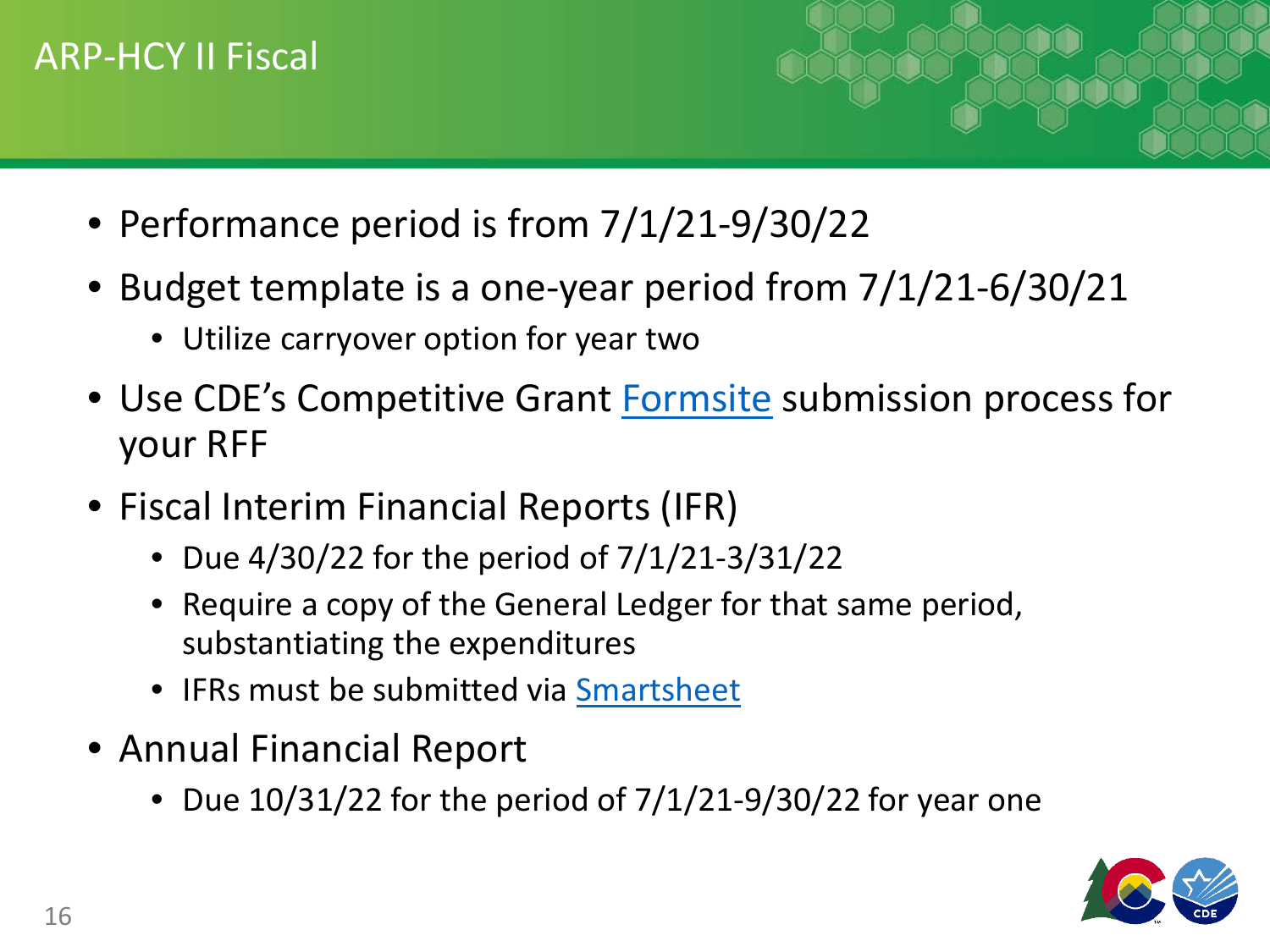# ARP-HCY II Fiscal

- Performance period is from 7/1/21-9/30/22
- Budget template is a one-year period from 7/1/21-6/30/21
  - Utilize carryover option for year two
- Use CDE's Competitive Grant Formsite submission process for your RFF
- Fiscal Interim Financial Reports (IFR)
  - Due 4/30/22 for the period of 7/1/21-3/31/22
  - Require a copy of the General Ledger for that same period, substantiating the expenditures
  - IFRs must be submitted via Smartsheet
- Annual Financial Report
  - Due 10/31/22 for the period of 7/1/21-9/30/22 for year one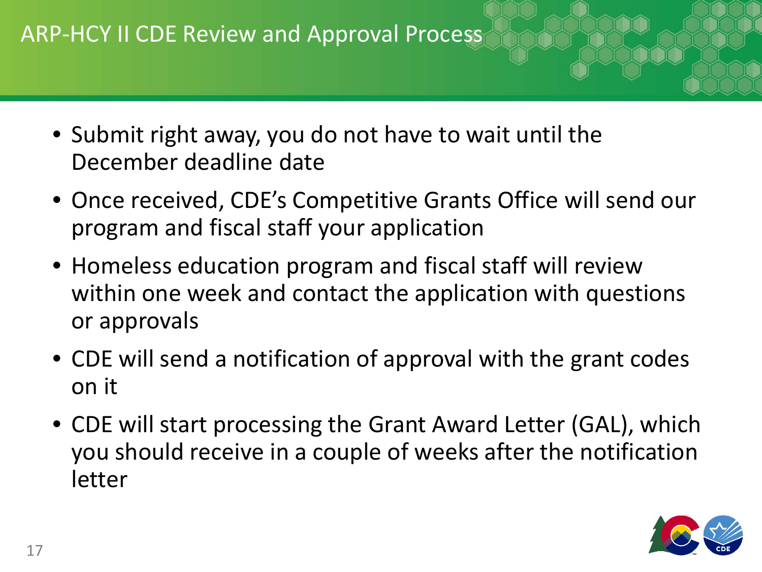# ARP-HCY II CDE Review and Approval Process

- Submit right away, you do not have to wait until the December deadline date
- Once received, CDE's Competitive Grants Office will send our program and fiscal staff your application
- Homeless education program and fiscal staff will review within one week and contact the application with questions or approvals
- CDE will send a notification of approval with the grant codes on it
- CDE will start processing the Grant Award Letter (GAL), which you should receive in a couple of weeks after the notification letter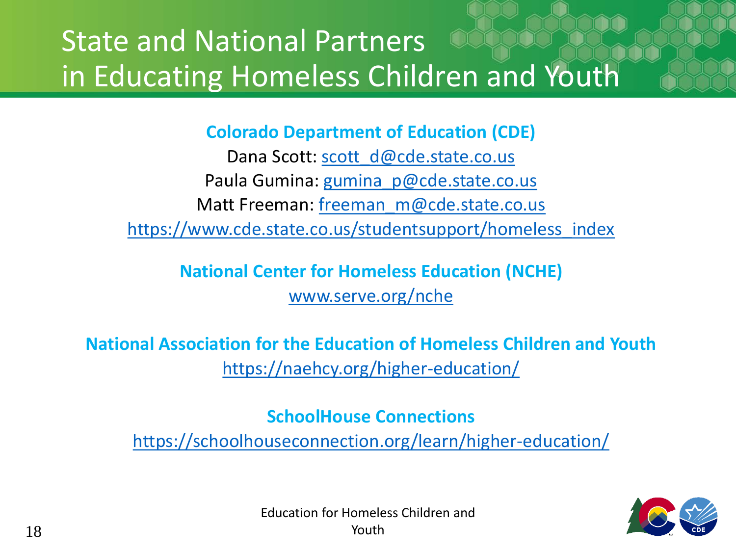# State and National Partners in Educating Homeless Children and Youth

**Colorado Department of Education (CDE)**

Dana Scott: scott_d@cde.state.co.us

Paula Gumina: gumina_p@cde.state.co.us

Matt Freeman: freeman_m@cde.state.co.us

https://www.cde.state.co.us/studentsupport/homeless_index

**National Center for Homeless Education (NCHE)**

www.serve.org/nche

**National Association for the Education of Homeless Children and Youth**

https://naehcy.org/higher-education/

**SchoolHouse Connections**

https://schoolhouseconnection.org/learn/higher-education/